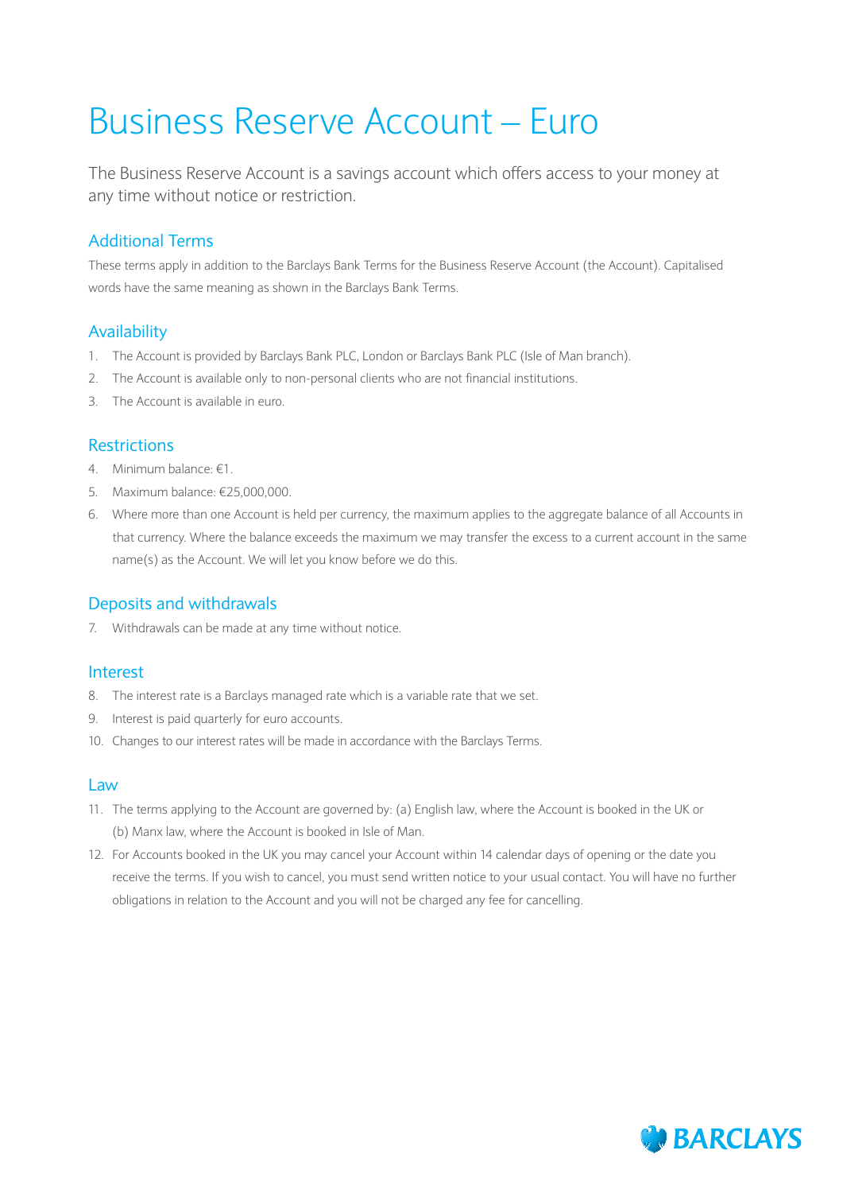# Business Reserve Account – Euro

The Business Reserve Account is a savings account which offers access to your money at any time without notice or restriction.

## Additional Terms

These terms apply in addition to the Barclays Bank Terms for the Business Reserve Account (the Account). Capitalised words have the same meaning as shown in the Barclays Bank Terms.

## Availability

1. The Account is provided by Barclays Bank PLC, London or Barclays Bank PLC (Isle of Man branch).
2. The Account is available only to non-personal clients who are not financial institutions.
3. The Account is available in euro.

## Restrictions

4. Minimum balance: €1.
5. Maximum balance: €25,000,000.
6. Where more than one Account is held per currency, the maximum applies to the aggregate balance of all Accounts in that currency. Where the balance exceeds the maximum we may transfer the excess to a current account in the same name(s) as the Account. We will let you know before we do this.

## Deposits and withdrawals

7. Withdrawals can be made at any time without notice.

## Interest

8. The interest rate is a Barclays managed rate which is a variable rate that we set.
9. Interest is paid quarterly for euro accounts.
10. Changes to our interest rates will be made in accordance with the Barclays Terms.

## Law

11. The terms applying to the Account are governed by: (a) English law, where the Account is booked in the UK or (b) Manx law, where the Account is booked in Isle of Man.
12. For Accounts booked in the UK you may cancel your Account within 14 calendar days of opening or the date you receive the terms. If you wish to cancel, you must send written notice to your usual contact. You will have no further obligations in relation to the Account and you will not be charged any fee for cancelling.

BARCLAYS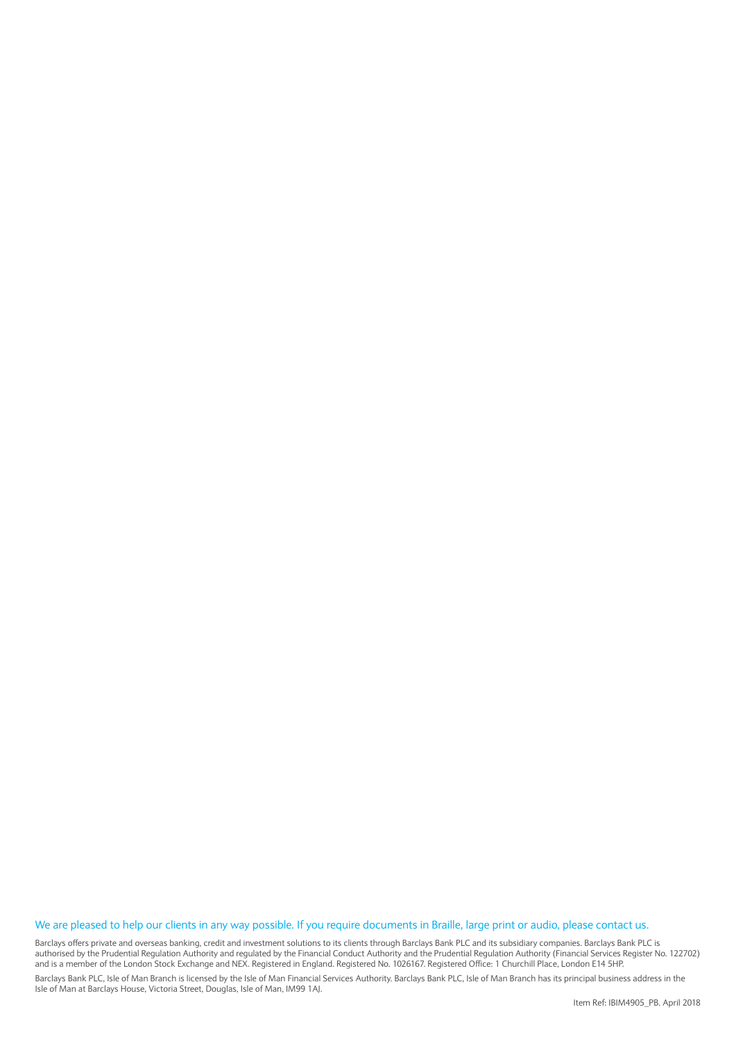We are pleased to help our clients in any way possible. If you require documents in Braille, large print or audio, please contact us.

Barclays offers private and overseas banking, credit and investment solutions to its clients through Barclays Bank PLC and its subsidiary companies. Barclays Bank PLC is authorised by the Prudential Regulation Authority and regulated by the Financial Conduct Authority and the Prudential Regulation Authority (Financial Services Register No. 122702) and is a member of the London Stock Exchange and NEX. Registered in England. Registered No. 1026167. Registered Office: 1 Churchill Place, London E14 5HP.

Barclays Bank PLC, Isle of Man Branch is licensed by the Isle of Man Financial Services Authority. Barclays Bank PLC, Isle of Man Branch has its principal business address in the Isle of Man at Barclays House, Victoria Street, Douglas, Isle of Man, IM99 1AJ.

Item Ref: IBIM4905_PB. April 2018